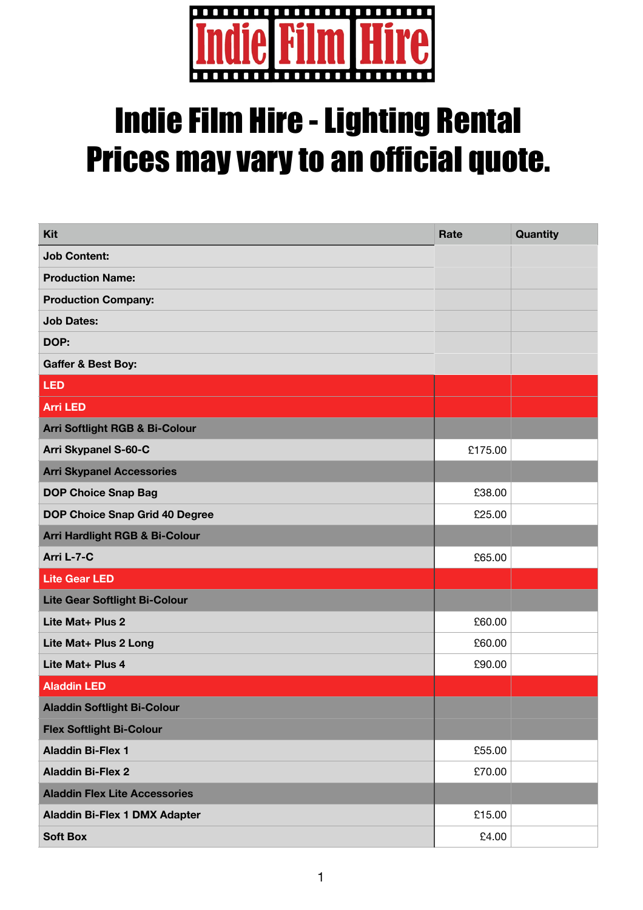Indie Film Hire

# Indie Film Hire - Lighting Rental
# Prices may vary to an official quote.

| Kit | Rate | Quantity |
| --- | --- | --- |
| Job Content: | | |
| Production Name: | | |
| Production Company: | | |
| Job Dates: | | |
| DOP: | | |
| Gaffer & Best Boy: | | |
| **LED** | | |
| **Arri LED** | | |
| **Arri Softlight RGB & Bi-Colour** | | |
| Arri Skypanel S-60-C | £175.00 | |
| **Arri Skypanel Accessories** | | |
| DOP Choice Snap Bag | £38.00 | |
| DOP Choice Snap Grid 40 Degree | £25.00 | |
| **Arri Hardlight RGB & Bi-Colour** | | |
| Arri L-7-C | £65.00 | |
| **Lite Gear LED** | | |
| **Lite Gear Softlight Bi-Colour** | | |
| Lite Mat+ Plus 2 | £60.00 | |
| Lite Mat+ Plus 2 Long | £60.00 | |
| Lite Mat+ Plus 4 | £90.00 | |
| **Aladdin LED** | | |
| **Aladdin Softlight Bi-Colour** | | |
| **Flex Softlight Bi-Colour** | | |
| Aladdin Bi-Flex 1 | £55.00 | |
| Aladdin Bi-Flex 2 | £70.00 | |
| **Aladdin Flex Lite Accessories** | | |
| Aladdin Bi-Flex 1 DMX Adapter | £15.00 | |
| Soft Box | £4.00 | |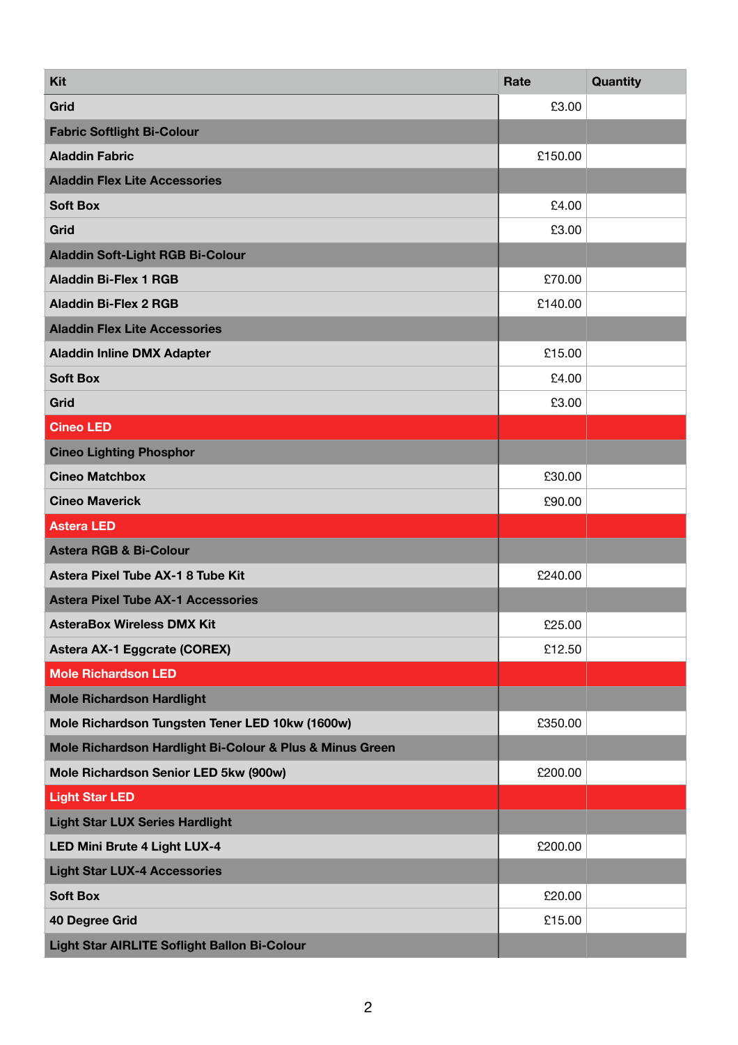| Kit | Rate | Quantity |
|---|---|---|
| Grid | £3.00 | |
| Fabric Softlight Bi-Colour | | |
| Aladdin Fabric | £150.00 | |
| Aladdin Flex Lite Accessories | | |
| Soft Box | £4.00 | |
| Grid | £3.00 | |
| Aladdin Soft-Light RGB Bi-Colour | | |
| Aladdin Bi-Flex 1 RGB | £70.00 | |
| Aladdin Bi-Flex 2 RGB | £140.00 | |
| Aladdin Flex Lite Accessories | | |
| Aladdin Inline DMX Adapter | £15.00 | |
| Soft Box | £4.00 | |
| Grid | £3.00 | |
| Cineo LED | | |
| Cineo Lighting Phosphor | | |
| Cineo Matchbox | £30.00 | |
| Cineo Maverick | £90.00 | |
| Astera LED | | |
| Astera RGB & Bi-Colour | | |
| Astera Pixel Tube AX-1 8 Tube Kit | £240.00 | |
| Astera Pixel Tube AX-1 Accessories | | |
| AsteraBox Wireless DMX Kit | £25.00 | |
| Astera AX-1 Eggcrate (COREX) | £12.50 | |
| Mole Richardson LED | | |
| Mole Richardson Hardlight | | |
| Mole Richardson Tungsten Tener LED 10kw (1600w) | £350.00 | |
| Mole Richardson Hardlight Bi-Colour & Plus & Minus Green | | |
| Mole Richardson Senior LED 5kw (900w) | £200.00 | |
| Light Star LED | | |
| Light Star LUX Series Hardlight | | |
| LED Mini Brute 4 Light LUX-4 | £200.00 | |
| Light Star LUX-4 Accessories | | |
| Soft Box | £20.00 | |
| 40 Degree Grid | £15.00 | |
| Light Star AIRLITE Soflight Ballon Bi-Colour | | |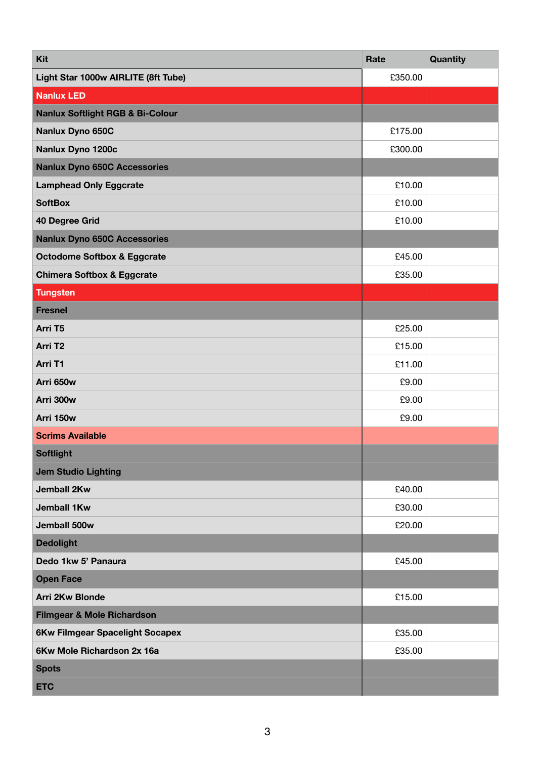| Kit | Rate | Quantity |
|---|---|---|
| Light Star 1000w AIRLITE (8ft Tube) | £350.00 | |
| Nanlux LED | | |
| Nanlux Softlight RGB & Bi-Colour | | |
| Nanlux Dyno 650C | £175.00 | |
| Nanlux Dyno 1200c | £300.00 | |
| Nanlux Dyno 650C Accessories | | |
| Lamphead Only Eggcrate | £10.00 | |
| SoftBox | £10.00 | |
| 40 Degree Grid | £10.00 | |
| Nanlux Dyno 650C Accessories | | |
| Octodome Softbox & Eggcrate | £45.00 | |
| Chimera Softbox & Eggcrate | £35.00 | |
| Tungsten | | |
| Fresnel | | |
| Arri T5 | £25.00 | |
| Arri T2 | £15.00 | |
| Arri T1 | £11.00 | |
| Arri 650w | £9.00 | |
| Arri 300w | £9.00 | |
| Arri 150w | £9.00 | |
| Scrims Available | | |
| Softlight | | |
| Jem Studio Lighting | | |
| Jemball 2Kw | £40.00 | |
| Jemball 1Kw | £30.00 | |
| Jemball 500w | £20.00 | |
| Dedolight | | |
| Dedo 1kw 5’ Panaura | £45.00 | |
| Open Face | | |
| Arri 2Kw Blonde | £15.00 | |
| Filmgear & Mole Richardson | | |
| 6Kw Filmgear Spacelight Socapex | £35.00 | |
| 6Kw Mole Richardson 2x 16a | £35.00 | |
| Spots | | |
| ETC | | |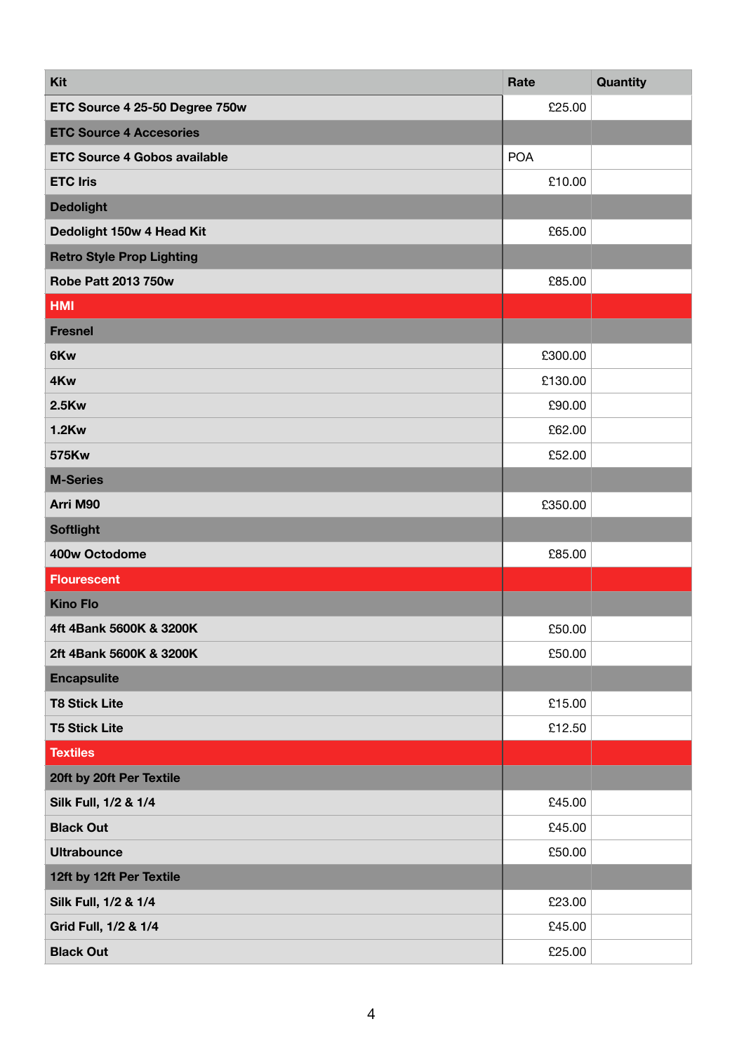| Kit | Rate | Quantity |
|---|---|---|
| ETC Source 4 25-50 Degree 750w | £25.00 | |
| ETC Source 4 Accesories | | |
| ETC Source 4 Gobos available | POA | |
| ETC Iris | £10.00 | |
| Dedolight | | |
| Dedolight 150w 4 Head Kit | £65.00 | |
| Retro Style Prop Lighting | | |
| Robe Patt 2013 750w | £85.00 | |
| HMI | | |
| Fresnel | | |
| 6Kw | £300.00 | |
| 4Kw | £130.00 | |
| 2.5Kw | £90.00 | |
| 1.2Kw | £62.00 | |
| 575Kw | £52.00 | |
| M-Series | | |
| Arri M90 | £350.00 | |
| Softlight | | |
| 400w Octodome | £85.00 | |
| Flourescent | | |
| Kino Flo | | |
| 4ft 4Bank 5600K & 3200K | £50.00 | |
| 2ft 4Bank 5600K & 3200K | £50.00 | |
| Encapsulite | | |
| T8 Stick Lite | £15.00 | |
| T5 Stick Lite | £12.50 | |
| Textiles | | |
| 20ft by 20ft Per Textile | | |
| Silk Full, 1/2 & 1/4 | £45.00 | |
| Black Out | £45.00 | |
| Ultrabounce | £50.00 | |
| 12ft by 12ft Per Textile | | |
| Silk Full, 1/2 & 1/4 | £23.00 | |
| Grid Full, 1/2 & 1/4 | £45.00 | |
| Black Out | £25.00 | |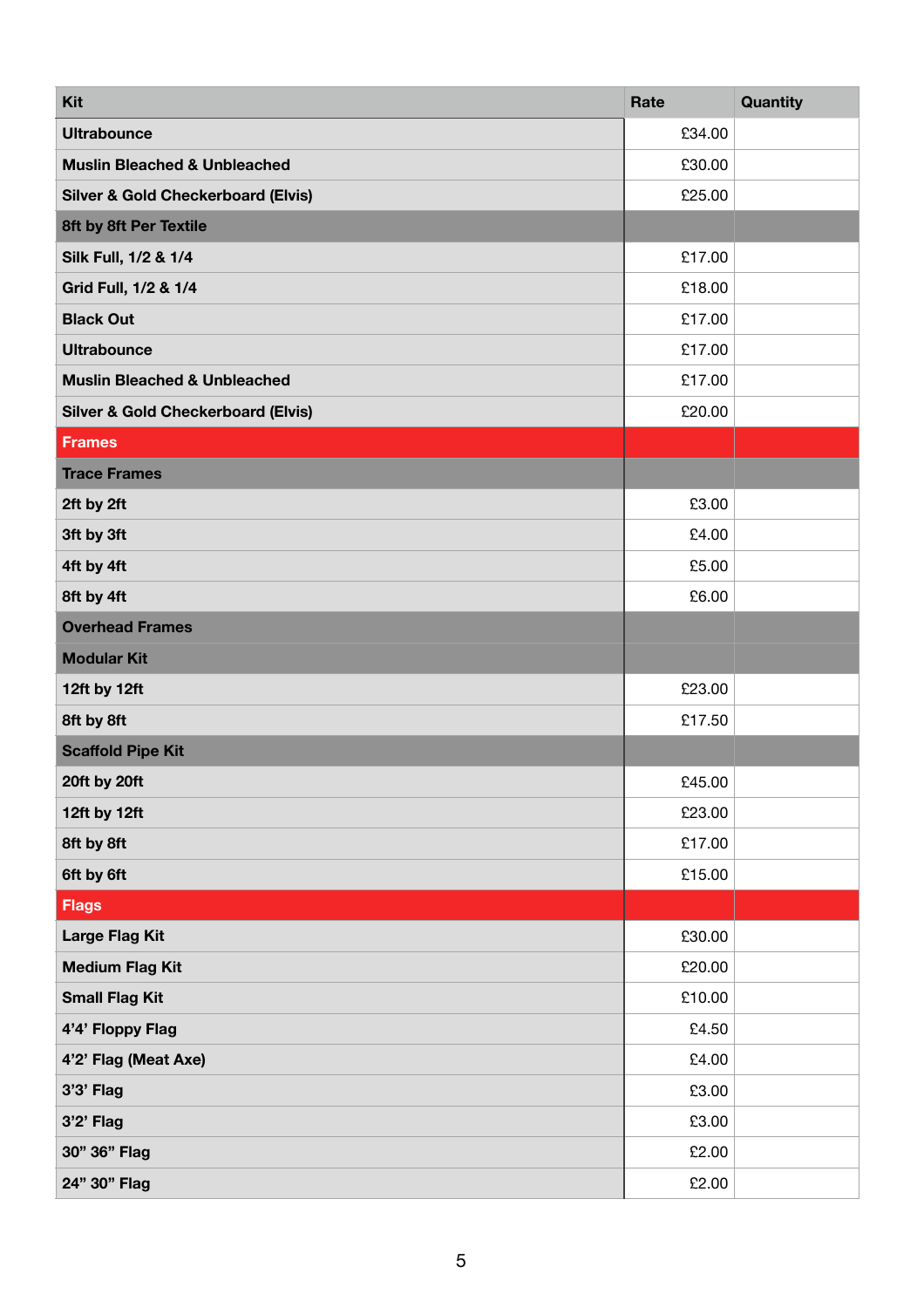| Kit | Rate | Quantity |
|---|---|---|
| Ultrabounce | £34.00 | |
| Muslin Bleached & Unbleached | £30.00 | |
| Silver & Gold Checkerboard (Elvis) | £25.00 | |
| 8ft by 8ft Per Textile | | |
| Silk Full, 1/2 & 1/4 | £17.00 | |
| Grid Full, 1/2 & 1/4 | £18.00 | |
| Black Out | £17.00 | |
| Ultrabounce | £17.00 | |
| Muslin Bleached & Unbleached | £17.00 | |
| Silver & Gold Checkerboard (Elvis) | £20.00 | |
| Frames | | |
| Trace Frames | | |
| 2ft by 2ft | £3.00 | |
| 3ft by 3ft | £4.00 | |
| 4ft by 4ft | £5.00 | |
| 8ft by 4ft | £6.00 | |
| Overhead Frames | | |
| Modular Kit | | |
| 12ft by 12ft | £23.00 | |
| 8ft by 8ft | £17.50 | |
| Scaffold Pipe Kit | | |
| 20ft by 20ft | £45.00 | |
| 12ft by 12ft | £23.00 | |
| 8ft by 8ft | £17.00 | |
| 6ft by 6ft | £15.00 | |
| Flags | | |
| Large Flag Kit | £30.00 | |
| Medium Flag Kit | £20.00 | |
| Small Flag Kit | £10.00 | |
| 4'4' Floppy Flag | £4.50 | |
| 4'2' Flag (Meat Axe) | £4.00 | |
| 3'3' Flag | £3.00 | |
| 3'2' Flag | £3.00 | |
| 30" 36" Flag | £2.00 | |
| 24" 30" Flag | £2.00 | |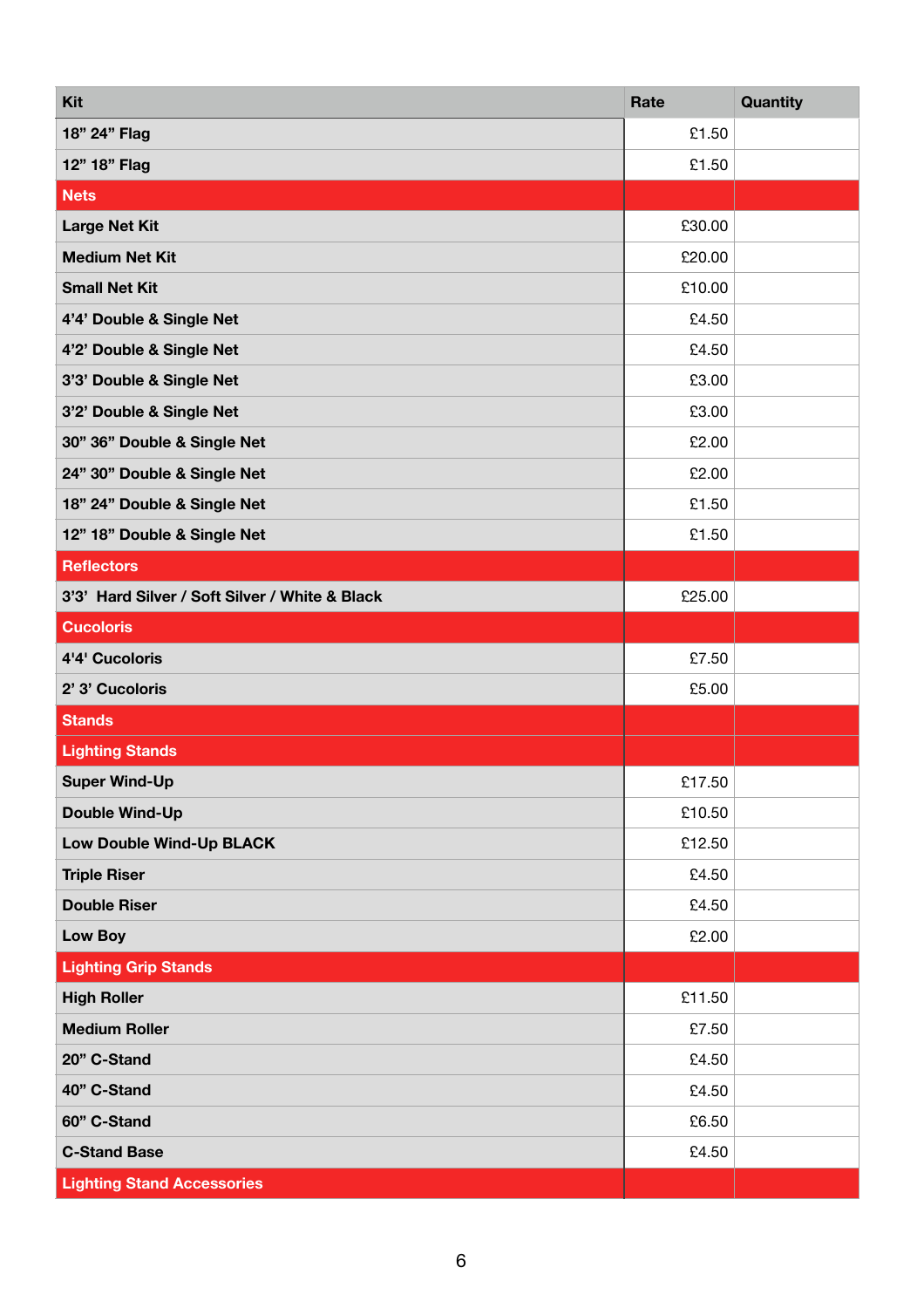| Kit | Rate | Quantity |
|---|---|---|
| **18" 24" Flag** | £1.50 | |
| **12" 18" Flag** | £1.50 | |
| **Nets** | | |
| **Large Net Kit** | £30.00 | |
| **Medium Net Kit** | £20.00 | |
| **Small Net Kit** | £10.00 | |
| **4'4' Double & Single Net** | £4.50 | |
| **4'2' Double & Single Net** | £4.50 | |
| **3'3' Double & Single Net** | £3.00 | |
| **3'2' Double & Single Net** | £3.00 | |
| **30" 36" Double & Single Net** | £2.00 | |
| **24" 30" Double & Single Net** | £2.00 | |
| **18" 24" Double & Single Net** | £1.50 | |
| **12" 18" Double & Single Net** | £1.50 | |
| **Reflectors** | | |
| **3'3' Hard Silver / Soft Silver / White & Black** | £25.00 | |
| **Cucoloris** | | |
| **4'4' Cucoloris** | £7.50 | |
| **2' 3' Cucoloris** | £5.00 | |
| **Stands** | | |
| **Lighting Stands** | | |
| **Super Wind-Up** | £17.50 | |
| **Double Wind-Up** | £10.50 | |
| **Low Double Wind-Up BLACK** | £12.50 | |
| **Triple Riser** | £4.50 | |
| **Double Riser** | £4.50 | |
| **Low Boy** | £2.00 | |
| **Lighting Grip Stands** | | |
| **High Roller** | £11.50 | |
| **Medium Roller** | £7.50 | |
| **20" C-Stand** | £4.50 | |
| **40" C-Stand** | £4.50 | |
| **60" C-Stand** | £6.50 | |
| **C-Stand Base** | £4.50 | |
| **Lighting Stand Accessories** | | |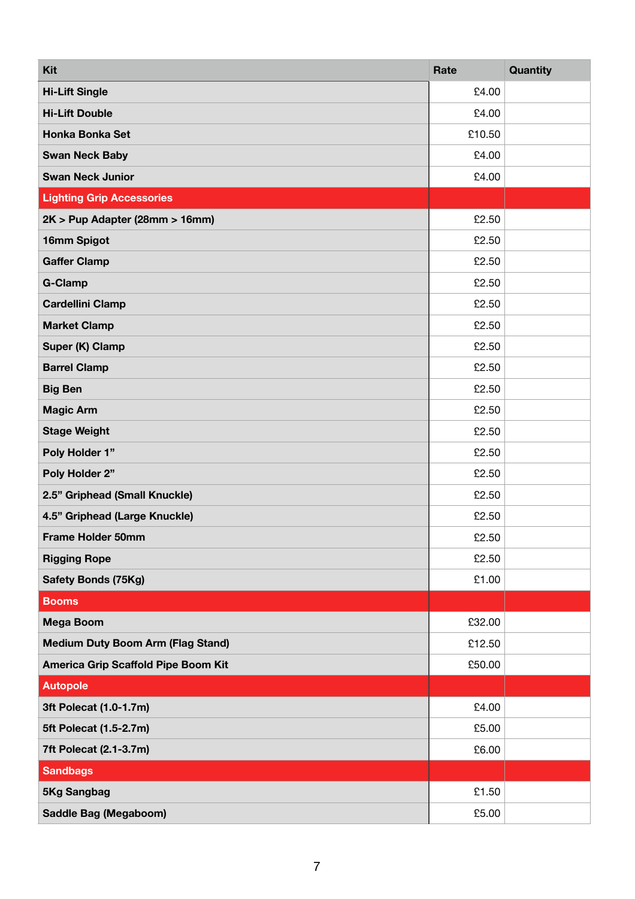| Kit | Rate | Quantity |
|---|---|---|
| Hi-Lift Single | £4.00 | |
| Hi-Lift Double | £4.00 | |
| Honka Bonka Set | £10.50 | |
| Swan Neck Baby | £4.00 | |
| Swan Neck Junior | £4.00 | |
| **Lighting Grip Accessories** | | |
| 2K > Pup Adapter (28mm > 16mm) | £2.50 | |
| 16mm Spigot | £2.50 | |
| Gaffer Clamp | £2.50 | |
| G-Clamp | £2.50 | |
| Cardellini Clamp | £2.50 | |
| Market Clamp | £2.50 | |
| Super (K) Clamp | £2.50 | |
| Barrel Clamp | £2.50 | |
| Big Ben | £2.50 | |
| Magic Arm | £2.50 | |
| Stage Weight | £2.50 | |
| Poly Holder 1” | £2.50 | |
| Poly Holder 2” | £2.50 | |
| 2.5” Griphead (Small Knuckle) | £2.50 | |
| 4.5” Griphead (Large Knuckle) | £2.50 | |
| Frame Holder 50mm | £2.50 | |
| Rigging Rope | £2.50 | |
| Safety Bonds (75Kg) | £1.00 | |
| **Booms** | | |
| Mega Boom | £32.00 | |
| Medium Duty Boom Arm (Flag Stand) | £12.50 | |
| America Grip Scaffold Pipe Boom Kit | £50.00 | |
| **Autopole** | | |
| 3ft Polecat (1.0-1.7m) | £4.00 | |
| 5ft Polecat (1.5-2.7m) | £5.00 | |
| 7ft Polecat (2.1-3.7m) | £6.00 | |
| **Sandbags** | | |
| 5Kg Sangbag | £1.50 | |
| Saddle Bag (Megaboom) | £5.00 | |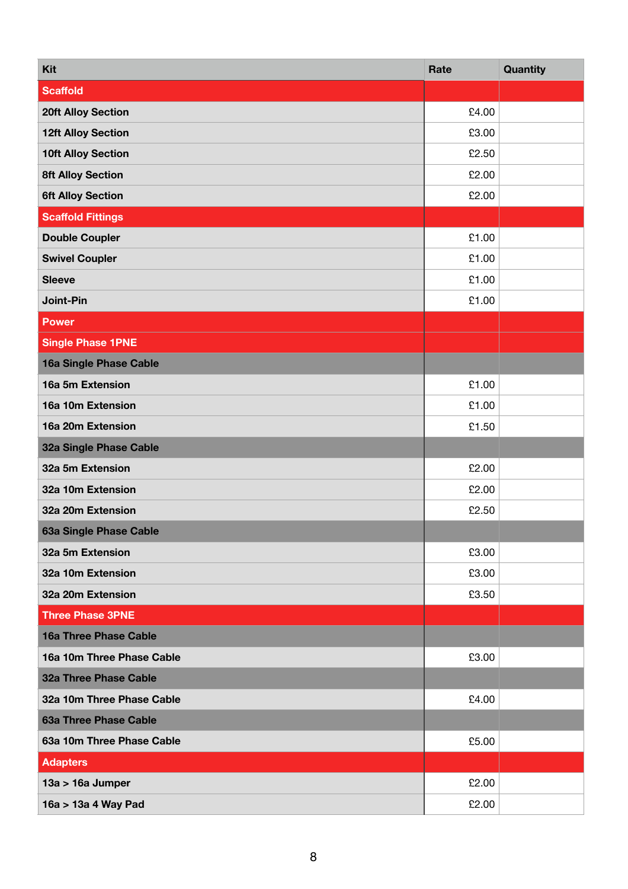| Kit | Rate | Quantity |
|---|---|---|
| **Scaffold** | | |
| 20ft Alloy Section | £4.00 | |
| 12ft Alloy Section | £3.00 | |
| 10ft Alloy Section | £2.50 | |
| 8ft Alloy Section | £2.00 | |
| 6ft Alloy Section | £2.00 | |
| **Scaffold Fittings** | | |
| Double Coupler | £1.00 | |
| Swivel Coupler | £1.00 | |
| Sleeve | £1.00 | |
| Joint-Pin | £1.00 | |
| **Power** | | |
| **Single Phase 1PNE** | | |
| 16a Single Phase Cable | | |
| 16a 5m Extension | £1.00 | |
| 16a 10m Extension | £1.00 | |
| 16a 20m Extension | £1.50 | |
| 32a Single Phase Cable | | |
| 32a 5m Extension | £2.00 | |
| 32a 10m Extension | £2.00 | |
| 32a 20m Extension | £2.50 | |
| 63a Single Phase Cable | | |
| 32a 5m Extension | £3.00 | |
| 32a 10m Extension | £3.00 | |
| 32a 20m Extension | £3.50 | |
| **Three Phase 3PNE** | | |
| 16a Three Phase Cable | | |
| 16a 10m Three Phase Cable | £3.00 | |
| 32a Three Phase Cable | | |
| 32a 10m Three Phase Cable | £4.00 | |
| 63a Three Phase Cable | | |
| 63a 10m Three Phase Cable | £5.00 | |
| **Adapters** | | |
| 13a > 16a Jumper | £2.00 | |
| 16a > 13a 4 Way Pad | £2.00 | |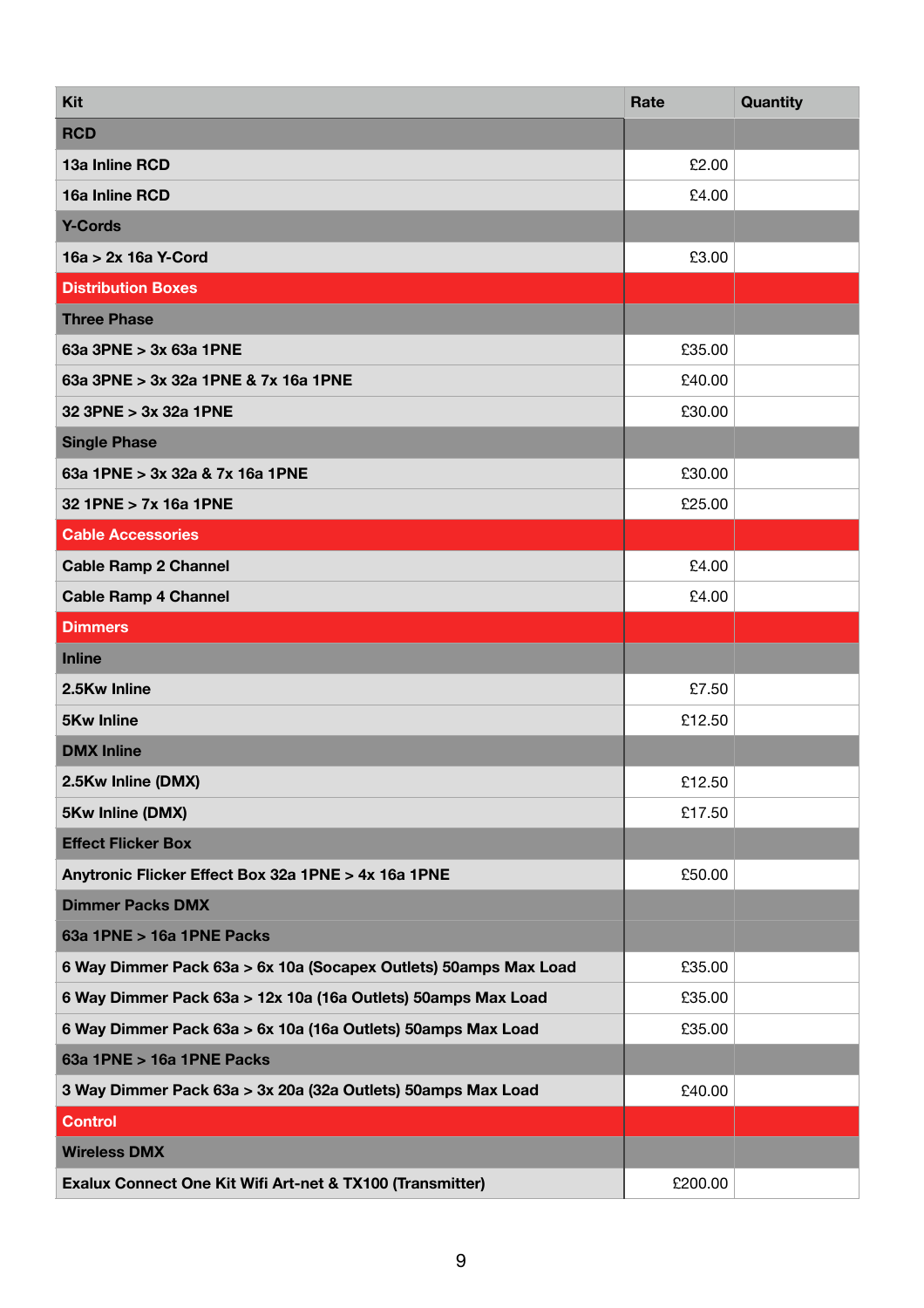| Kit | Rate | Quantity |
|---|---|---|
| **RCD** | | |
| 13a Inline RCD | £2.00 | |
| 16a Inline RCD | £4.00 | |
| **Y-Cords** | | |
| 16a > 2x 16a Y-Cord | £3.00 | |
| **Distribution Boxes** | | |
| **Three Phase** | | |
| 63a 3PNE > 3x 63a 1PNE | £35.00 | |
| 63a 3PNE > 3x 32a 1PNE & 7x 16a 1PNE | £40.00 | |
| 32 3PNE > 3x 32a 1PNE | £30.00 | |
| **Single Phase** | | |
| 63a 1PNE > 3x 32a & 7x 16a 1PNE | £30.00 | |
| 32 1PNE > 7x 16a 1PNE | £25.00 | |
| **Cable Accessories** | | |
| Cable Ramp 2 Channel | £4.00 | |
| Cable Ramp 4 Channel | £4.00 | |
| **Dimmers** | | |
| **Inline** | | |
| 2.5Kw Inline | £7.50 | |
| 5Kw Inline | £12.50 | |
| **DMX Inline** | | |
| 2.5Kw Inline (DMX) | £12.50 | |
| 5Kw Inline (DMX) | £17.50 | |
| **Effect Flicker Box** | | |
| Anytronic Flicker Effect Box 32a 1PNE > 4x 16a 1PNE | £50.00 | |
| **Dimmer Packs DMX** | | |
| **63a 1PNE > 16a 1PNE Packs** | | |
| 6 Way Dimmer Pack 63a > 6x 10a (Socapex Outlets) 50amps Max Load | £35.00 | |
| 6 Way Dimmer Pack 63a > 12x 10a (16a Outlets) 50amps Max Load | £35.00 | |
| 6 Way Dimmer Pack 63a > 6x 10a (16a Outlets) 50amps Max Load | £35.00 | |
| **63a 1PNE > 16a 1PNE Packs** | | |
| 3 Way Dimmer Pack 63a > 3x 20a (32a Outlets) 50amps Max Load | £40.00 | |
| **Control** | | |
| **Wireless DMX** | | |
| Exalux Connect One Kit Wifi Art-net & TX100 (Transmitter) | £200.00 | |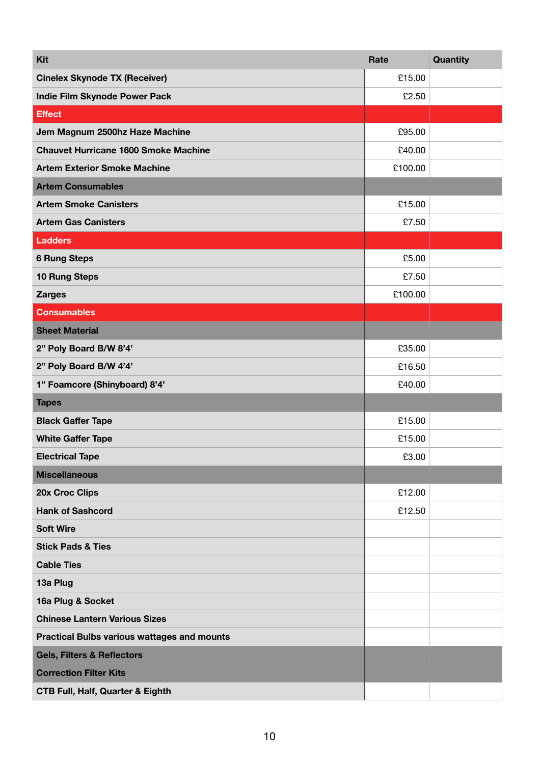| Kit | Rate | Quantity |
|---|---|---|
| Cinelex Skynode TX (Receiver) | £15.00 | |
| Indie Film Skynode Power Pack | £2.50 | |
| **Effect** | | |
| Jem Magnum 2500hz Haze Machine | £95.00 | |
| Chauvet Hurricane 1600 Smoke Machine | £40.00 | |
| Artem Exterior Smoke Machine | £100.00 | |
| **Artem Consumables** | | |
| Artem Smoke Canisters | £15.00 | |
| Artem Gas Canisters | £7.50 | |
| **Ladders** | | |
| 6 Rung Steps | £5.00 | |
| 10 Rung Steps | £7.50 | |
| Zarges | £100.00 | |
| **Consumables** | | |
| **Sheet Material** | | |
| 2” Poly Board B/W 8’4’ | £35.00 | |
| 2” Poly Board B/W 4’4’ | £16.50 | |
| 1” Foamcore (Shinyboard) 8’4’ | £40.00 | |
| **Tapes** | | |
| Black Gaffer Tape | £15.00 | |
| White Gaffer Tape | £15.00 | |
| Electrical Tape | £3.00 | |
| **Miscellaneous** | | |
| 20x Croc Clips | £12.00 | |
| Hank of Sashcord | £12.50 | |
| Soft Wire | | |
| Stick Pads & Ties | | |
| Cable Ties | | |
| 13a Plug | | |
| 16a Plug & Socket | | |
| Chinese Lantern Various Sizes | | |
| Practical Bulbs various wattages and mounts | | |
| **Gels, Filters & Reflectors** | | |
| **Correction Filter Kits** | | |
| CTB Full, Half, Quarter & Eighth | | |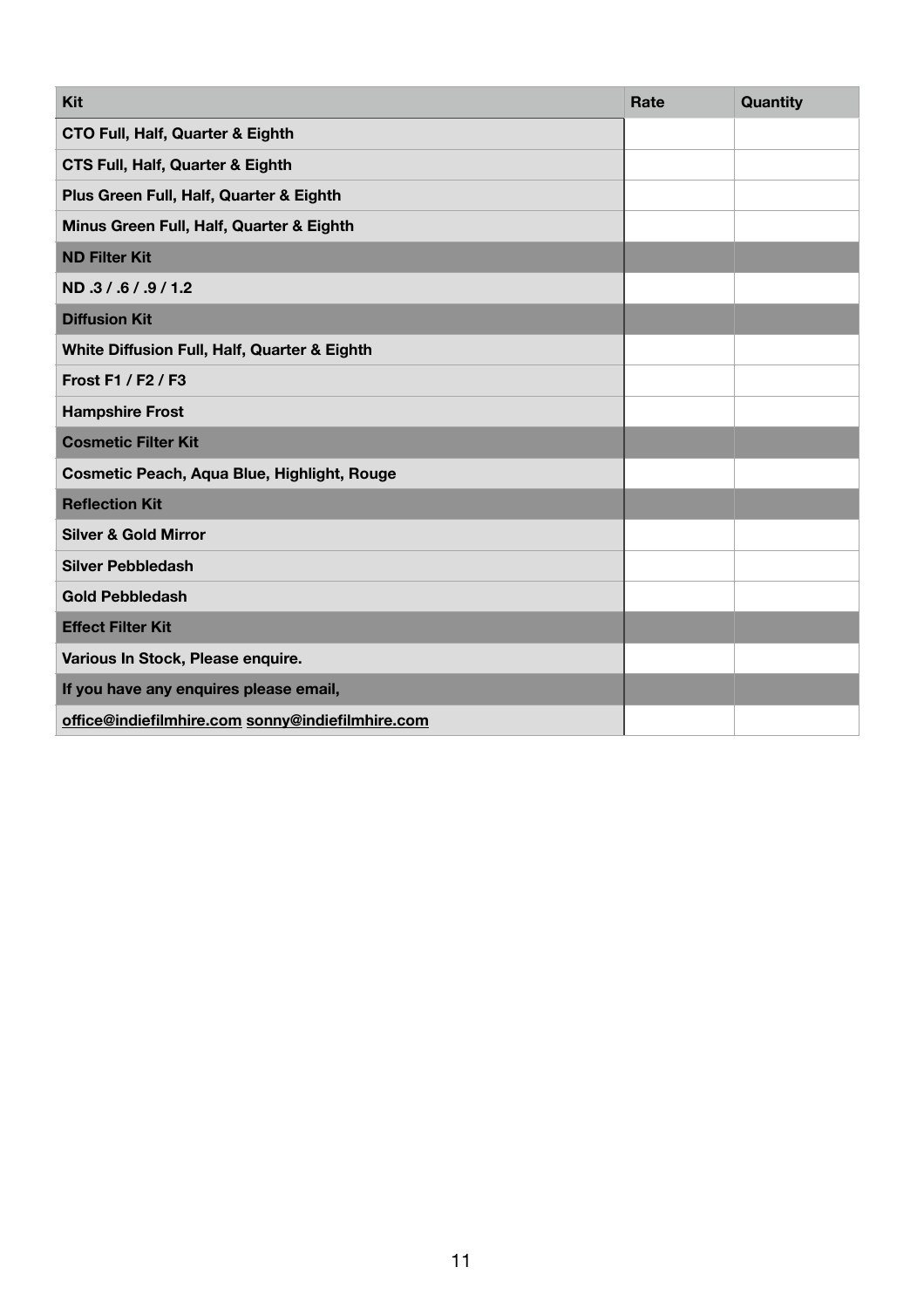| Kit | Rate | Quantity |
|---|---|---|
| **CTO Full, Half, Quarter & Eighth** | | |
| **CTS Full, Half, Quarter & Eighth** | | |
| **Plus Green Full, Half, Quarter & Eighth** | | |
| **Minus Green Full, Half, Quarter & Eighth** | | |
| **ND Filter Kit** | | |
| **ND .3 / .6 / .9 / 1.2** | | |
| **Diffusion Kit** | | |
| **White Diffusion Full, Half, Quarter & Eighth** | | |
| **Frost F1 / F2 / F3** | | |
| **Hampshire Frost** | | |
| **Cosmetic Filter Kit** | | |
| **Cosmetic Peach, Aqua Blue, Highlight, Rouge** | | |
| **Reflection Kit** | | |
| **Silver & Gold Mirror** | | |
| **Silver Pebbledash** | | |
| **Gold Pebbledash** | | |
| **Effect Filter Kit** | | |
| **Various In Stock, Please enquire.** | | |
| **If you have any enquires please email,** | | |
| **office@indiefilmhire.com sonny@indiefilmhire.com** | | |